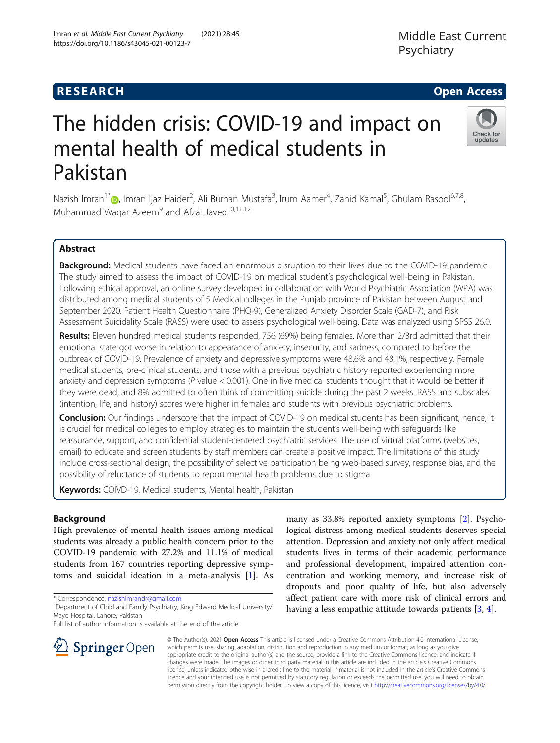RESEARCH

Open Access

# The hidden crisis: COVID-19 and impact on mental health of medical students in Pakistan

Nazish Imran[1*], Imran Ijaz Haider[2], Ali Burhan Mustafa[3], Irum Aamer[4], Zahid Kamal[5], Ghulam Rasool[6,7,8], Muhammad Waqar Azeem[9] and Afzal Javed[10,11,12]

## Abstract

**Background:** Medical students have faced an enormous disruption to their lives due to the COVID-19 pandemic. The study aimed to assess the impact of COVID-19 on medical student's psychological well-being in Pakistan. Following ethical approval, an online survey developed in collaboration with World Psychiatric Association (WPA) was distributed among medical students of 5 Medical colleges in the Punjab province of Pakistan between August and September 2020. Patient Health Questionnaire (PHQ-9), Generalized Anxiety Disorder Scale (GAD-7), and Risk Assessment Suicidality Scale (RASS) were used to assess psychological well-being. Data was analyzed using SPSS 26.0.

**Results:** Eleven hundred medical students responded, 756 (69%) being females. More than 2/3rd admitted that their emotional state got worse in relation to appearance of anxiety, insecurity, and sadness, compared to before the outbreak of COVID-19. Prevalence of anxiety and depressive symptoms were 48.6% and 48.1%, respectively. Female medical students, pre-clinical students, and those with a previous psychiatric history reported experiencing more anxiety and depression symptoms (*P* value < 0.001). One in five medical students thought that it would be better if they were dead, and 8% admitted to often think of committing suicide during the past 2 weeks. RASS and subscales (intention, life, and history) scores were higher in females and students with previous psychiatric problems.

**Conclusion:** Our findings underscore that the impact of COVID-19 on medical students has been significant; hence, it is crucial for medical colleges to employ strategies to maintain the student's well-being with safeguards like reassurance, support, and confidential student-centered psychiatric services. The use of virtual platforms (websites, email) to educate and screen students by staff members can create a positive impact. The limitations of this study include cross-sectional design, the possibility of selective participation being web-based survey, response bias, and the possibility of reluctance of students to report mental health problems due to stigma.

**Keywords:** COIVD-19, Medical students, Mental health, Pakistan

## Background

High prevalence of mental health issues among medical students was already a public health concern prior to the COVID-19 pandemic with 27.2% and 11.1% of medical students from 167 countries reporting depressive symptoms and suicidal ideation in a meta-analysis [1]. As many as 33.8% reported anxiety symptoms [2]. Psychological distress among medical students deserves special attention. Depression and anxiety not only affect medical students lives in terms of their academic performance and professional development, impaired attention concentration and working memory, and increase risk of dropouts and poor quality of life, but also adversely affect patient care with more risk of clinical errors and having a less empathic attitude towards patients [3, 4].

* Correspondence: nazishimrandr@gmail.com
[1]Department of Child and Family Psychiatry, King Edward Medical University/ Mayo Hospital, Lahore, Pakistan
Full list of author information is available at the end of the article

© The Author(s). 2021 **Open Access** This article is licensed under a Creative Commons Attribution 4.0 International License, which permits use, sharing, adaptation, distribution and reproduction in any medium or format, as long as you give appropriate credit to the original author(s) and the source, provide a link to the Creative Commons licence, and indicate if changes were made. The images or other third party material in this article are included in the article's Creative Commons licence, unless indicated otherwise in a credit line to the material. If material is not included in the article's Creative Commons licence and your intended use is not permitted by statutory regulation or exceeds the permitted use, you will need to obtain permission directly from the copyright holder. To view a copy of this licence, visit http://creativecommons.org/licenses/by/4.0/.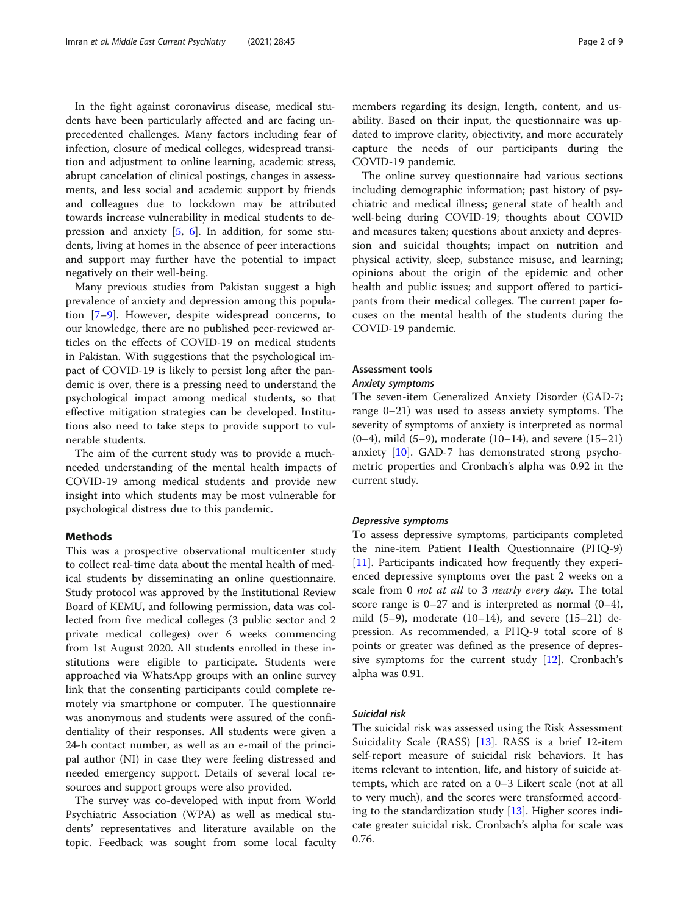In the fight against coronavirus disease, medical students have been particularly affected and are facing unprecedented challenges. Many factors including fear of infection, closure of medical colleges, widespread transition and adjustment to online learning, academic stress, abrupt cancelation of clinical postings, changes in assessments, and less social and academic support by friends and colleagues due to lockdown may be attributed towards increase vulnerability in medical students to depression and anxiety [5, 6]. In addition, for some students, living at homes in the absence of peer interactions and support may further have the potential to impact negatively on their well-being.

Many previous studies from Pakistan suggest a high prevalence of anxiety and depression among this population [7–9]. However, despite widespread concerns, to our knowledge, there are no published peer-reviewed articles on the effects of COVID-19 on medical students in Pakistan. With suggestions that the psychological impact of COVID-19 is likely to persist long after the pandemic is over, there is a pressing need to understand the psychological impact among medical students, so that effective mitigation strategies can be developed. Institutions also need to take steps to provide support to vulnerable students.

The aim of the current study was to provide a much-needed understanding of the mental health impacts of COVID-19 among medical students and provide new insight into which students may be most vulnerable for psychological distress due to this pandemic.

## Methods

This was a prospective observational multicenter study to collect real-time data about the mental health of medical students by disseminating an online questionnaire. Study protocol was approved by the Institutional Review Board of KEMU, and following permission, data was collected from five medical colleges (3 public sector and 2 private medical colleges) over 6 weeks commencing from 1st August 2020. All students enrolled in these institutions were eligible to participate. Students were approached via WhatsApp groups with an online survey link that the consenting participants could complete remotely via smartphone or computer. The questionnaire was anonymous and students were assured of the confidentiality of their responses. All students were given a 24-h contact number, as well as an e-mail of the principal author (NI) in case they were feeling distressed and needed emergency support. Details of several local resources and support groups were also provided.

The survey was co-developed with input from World Psychiatric Association (WPA) as well as medical students' representatives and literature available on the topic. Feedback was sought from some local faculty members regarding its design, length, content, and usability. Based on their input, the questionnaire was updated to improve clarity, objectivity, and more accurately capture the needs of our participants during the COVID-19 pandemic.

The online survey questionnaire had various sections including demographic information; past history of psychiatric and medical illness; general state of health and well-being during COVID-19; thoughts about COVID and measures taken; questions about anxiety and depression and suicidal thoughts; impact on nutrition and physical activity, sleep, substance misuse, and learning; opinions about the origin of the epidemic and other health and public issues; and support offered to participants from their medical colleges. The current paper focuses on the mental health of the students during the COVID-19 pandemic.

### Assessment tools

#### *Anxiety symptoms*

The seven-item Generalized Anxiety Disorder (GAD-7; range 0–21) was used to assess anxiety symptoms. The severity of symptoms of anxiety is interpreted as normal (0–4), mild (5–9), moderate (10–14), and severe (15–21) anxiety [10]. GAD-7 has demonstrated strong psychometric properties and Cronbach's alpha was 0.92 in the current study.

#### *Depressive symptoms*

To assess depressive symptoms, participants completed the nine-item Patient Health Questionnaire (PHQ-9) [11]. Participants indicated how frequently they experienced depressive symptoms over the past 2 weeks on a scale from 0 *not at all* to 3 *nearly every day*. The total score range is 0–27 and is interpreted as normal (0–4), mild (5–9), moderate (10–14), and severe (15–21) depression. As recommended, a PHQ-9 total score of 8 points or greater was defined as the presence of depressive symptoms for the current study [12]. Cronbach's alpha was 0.91.

#### *Suicidal risk*

The suicidal risk was assessed using the Risk Assessment Suicidality Scale (RASS) [13]. RASS is a brief 12-item self-report measure of suicidal risk behaviors. It has items relevant to intention, life, and history of suicide attempts, which are rated on a 0–3 Likert scale (not at all to very much), and the scores were transformed according to the standardization study [13]. Higher scores indicate greater suicidal risk. Cronbach's alpha for scale was 0.76.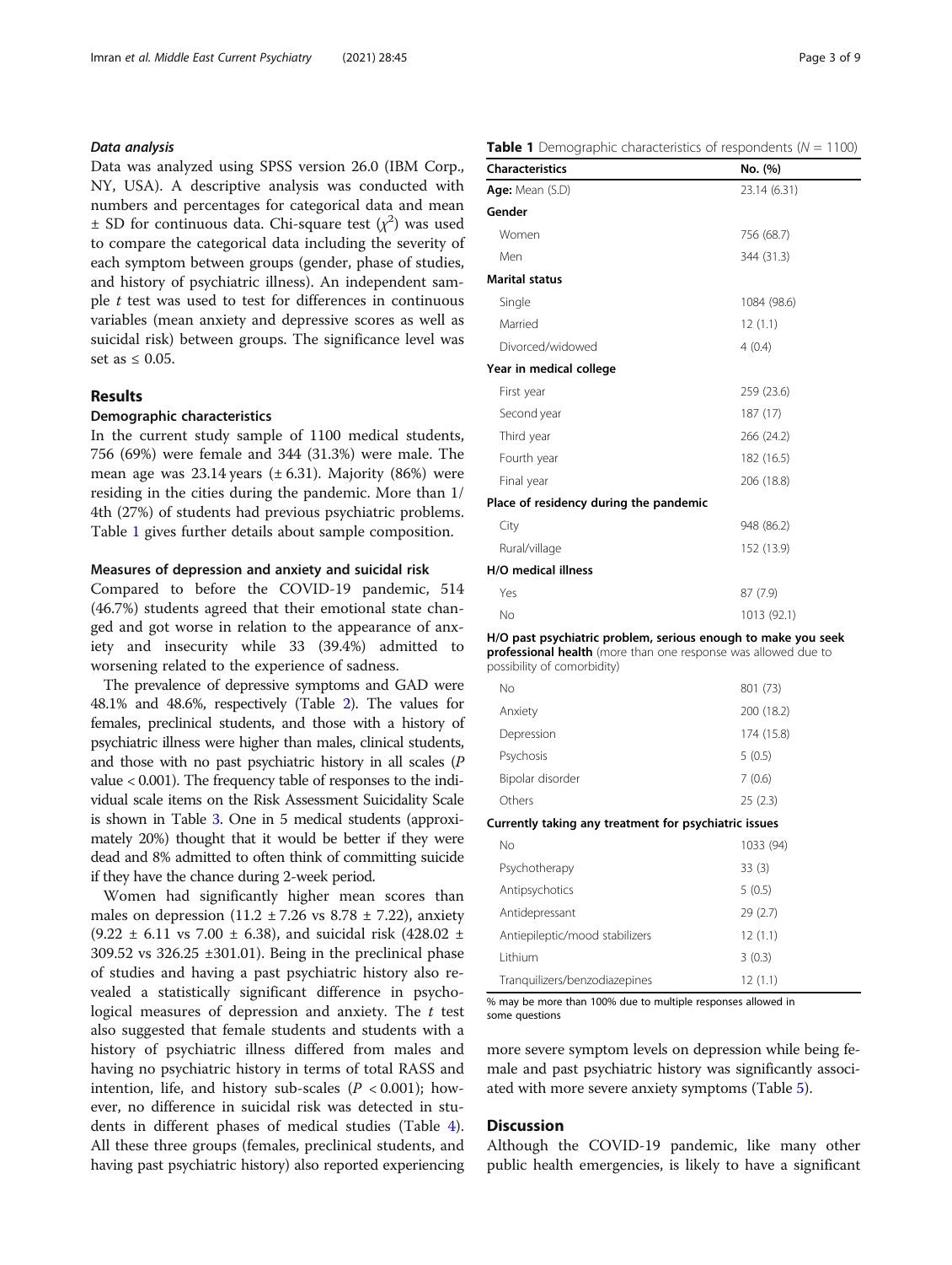### *Data analysis*

Data was analyzed using SPSS version 26.0 (IBM Corp., NY, USA). A descriptive analysis was conducted with numbers and percentages for categorical data and mean ± SD for continuous data. Chi-square test ($\chi^2$) was used to compare the categorical data including the severity of each symptom between groups (gender, phase of studies, and history of psychiatric illness). An independent sample *t* test was used to test for differences in continuous variables (mean anxiety and depressive scores as well as suicidal risk) between groups. The significance level was set as ≤ 0.05.

## Results

### Demographic characteristics

In the current study sample of 1100 medical students, 756 (69%) were female and 344 (31.3%) were male. The mean age was 23.14 years (± 6.31). Majority (86%) were residing in the cities during the pandemic. More than 1/4th (27%) of students had previous psychiatric problems. Table 1 gives further details about sample composition.

### Measures of depression and anxiety and suicidal risk

Compared to before the COVID-19 pandemic, 514 (46.7%) students agreed that their emotional state changed and got worse in relation to the appearance of anxiety and insecurity while 33 (39.4%) admitted to worsening related to the experience of sadness.

The prevalence of depressive symptoms and GAD were 48.1% and 48.6%, respectively (Table 2). The values for females, preclinical students, and those with a history of psychiatric illness were higher than males, clinical students, and those with no past psychiatric history in all scales (*P* value < 0.001). The frequency table of responses to the individual scale items on the Risk Assessment Suicidality Scale is shown in Table 3. One in 5 medical students (approximately 20%) thought that it would be better if they were dead and 8% admitted to often think of committing suicide if they have the chance during 2-week period.

Women had significantly higher mean scores than males on depression (11.2 ± 7.26 vs 8.78 ± 7.22), anxiety (9.22 ± 6.11 vs 7.00 ± 6.38), and suicidal risk (428.02 ± 309.52 vs 326.25 ±301.01). Being in the preclinical phase of studies and having a past psychiatric history also revealed a statistically significant difference in psychological measures of depression and anxiety. The *t* test also suggested that female students and students with a history of psychiatric illness differed from males and having no psychiatric history in terms of total RASS and intention, life, and history sub-scales (*P* < 0.001); however, no difference in suicidal risk was detected in students in different phases of medical studies (Table 4). All these three groups (females, preclinical students, and having past psychiatric history) also reported experiencing more severe symptom levels on depression while being female and past psychiatric history was significantly associated with more severe anxiety symptoms (Table 5).

**Table 1** Demographic characteristics of respondents ($N$ = 1100)

| Characteristics | No. (%) |
|---|---|
| **Age:** Mean (S.D) | 23.14 (6.31) |
| **Gender** | |
| Women | 756 (68.7) |
| Men | 344 (31.3) |
| **Marital status** | |
| Single | 1084 (98.6) |
| Married | 12 (1.1) |
| Divorced/widowed | 4 (0.4) |
| **Year in medical college** | |
| First year | 259 (23.6) |
| Second year | 187 (17) |
| Third year | 266 (24.2) |
| Fourth year | 182 (16.5) |
| Final year | 206 (18.8) |
| **Place of residency during the pandemic** | |
| City | 948 (86.2) |
| Rural/village | 152 (13.9) |
| **H/O medical illness** | |
| Yes | 87 (7.9) |
| No | 1013 (92.1) |
| **H/O past psychiatric problem, serious enough to make you seek professional health** (more than one response was allowed due to possibility of comorbidity) | |
| No | 801 (73) |
| Anxiety | 200 (18.2) |
| Depression | 174 (15.8) |
| Psychosis | 5 (0.5) |
| Bipolar disorder | 7 (0.6) |
| Others | 25 (2.3) |
| **Currently taking any treatment for psychiatric issues** | |
| No | 1033 (94) |
| Psychotherapy | 33 (3) |
| Antipsychotics | 5 (0.5) |
| Antidepressant | 29 (2.7) |
| Antiepileptic/mood stabilizers | 12 (1.1) |
| Lithium | 3 (0.3) |
| Tranquilizers/benzodiazepines | 12 (1.1) |

% may be more than 100% due to multiple responses allowed in some questions

## Discussion

Although the COVID-19 pandemic, like many other public health emergencies, is likely to have a significant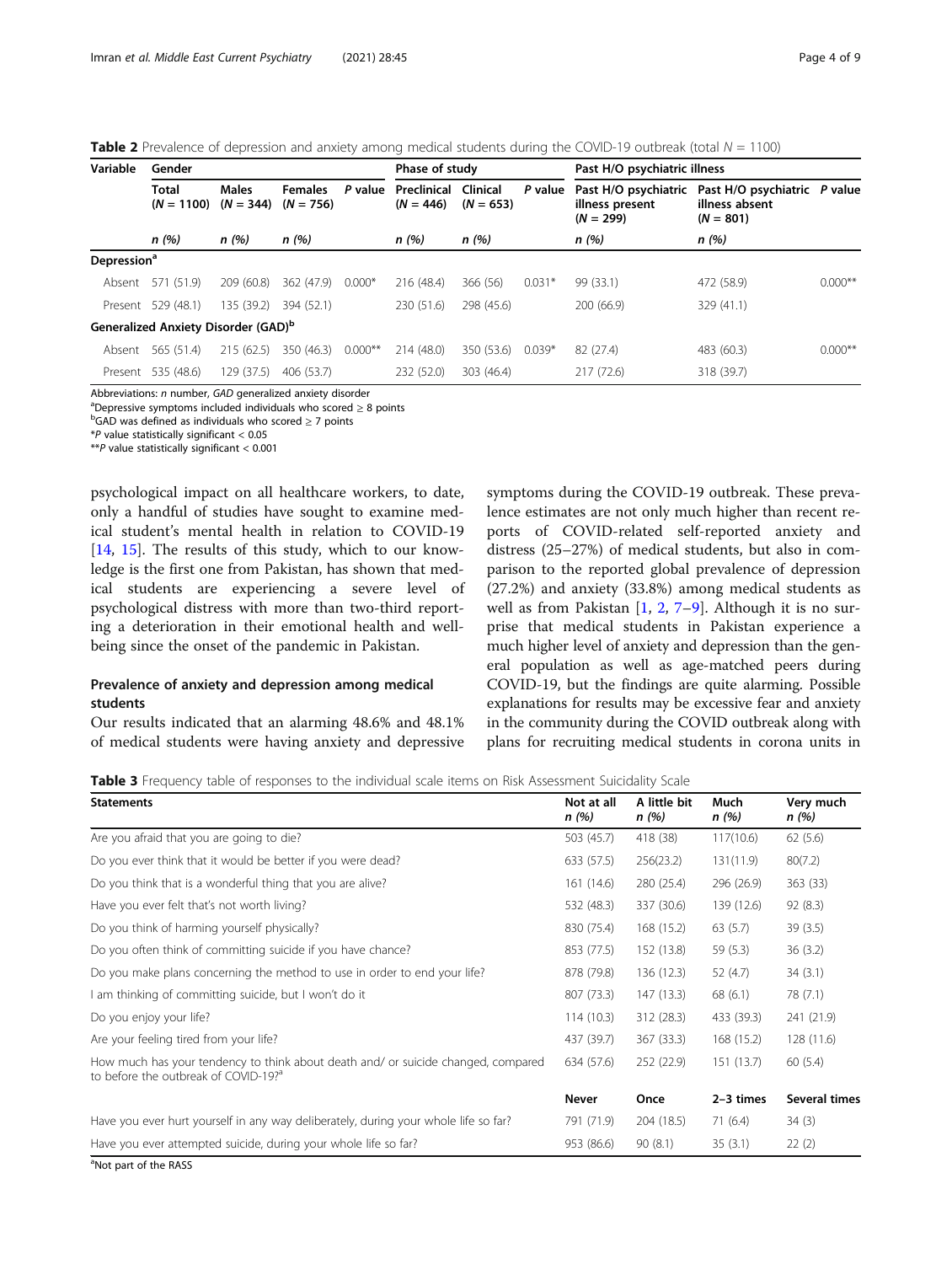**Table 2** Prevalence of depression and anxiety among medical students during the COVID-19 outbreak (total $N = 1100$)

| Variable | Gender | | | | Phase of study | | | Past H/O psychiatric illness | | |
|---|---|---|---|---|---|---|---|---|---|---|
| | Total ($N = 1100$) | Males ($N = 344$) | Females ($N = 756$) | *P* value | Preclinical ($N = 446$) | Clinical ($N = 653$) | *P* value | Past H/O psychiatric illness present ($N = 299$) | Past H/O psychiatric illness absent ($N = 801$) | *P* value |
| | *n* (%) | *n* (%) | *n* (%) | | *n* (%) | *n* (%) | | *n* (%) | *n* (%) | |
| **Depression**[a] | | | | | | | | | | |
| Absent | 571 (51.9) | 209 (60.8) | 362 (47.9) | 0.000* | 216 (48.4) | 366 (56) | 0.031* | 99 (33.1) | 472 (58.9) | 0.000** |
| Present | 529 (48.1) | 135 (39.2) | 394 (52.1) | | 230 (51.6) | 298 (45.6) | | 200 (66.9) | 329 (41.1) | |
| **Generalized Anxiety Disorder (GAD)**[b] | | | | | | | | | | |
| Absent | 565 (51.4) | 215 (62.5) | 350 (46.3) | 0.000** | 214 (48.0) | 350 (53.6) | 0.039* | 82 (27.4) | 483 (60.3) | 0.000** |
| Present | 535 (48.6) | 129 (37.5) | 406 (53.7) | | 232 (52.0) | 303 (46.4) | | 217 (72.6) | 318 (39.7) | |

Abbreviations: *n* number, *GAD* generalized anxiety disorder

[a]Depressive symptoms included individuals who scored ≥ 8 points

[b]GAD was defined as individuals who scored ≥ 7 points

**P* value statistically significant < 0.05

***P* value statistically significant < 0.001

psychological impact on all healthcare workers, to date, only a handful of studies have sought to examine medical student's mental health in relation to COVID-19 [14, 15]. The results of this study, which to our knowledge is the first one from Pakistan, has shown that medical students are experiencing a severe level of psychological distress with more than two-third reporting a deterioration in their emotional health and wellbeing since the onset of the pandemic in Pakistan.

## Prevalence of anxiety and depression among medical students

Our results indicated that an alarming 48.6% and 48.1% of medical students were having anxiety and depressive symptoms during the COVID-19 outbreak. These prevalence estimates are not only much higher than recent reports of COVID-related self-reported anxiety and distress (25–27%) of medical students, but also in comparison to the reported global prevalence of depression (27.2%) and anxiety (33.8%) among medical students as well as from Pakistan [1, 2, 7–9]. Although it is no surprise that medical students in Pakistan experience a much higher level of anxiety and depression than the general population as well as age-matched peers during COVID-19, but the findings are quite alarming. Possible explanations for results may be excessive fear and anxiety in the community during the COVID outbreak along with plans for recruiting medical students in corona units in

**Table 3** Frequency table of responses to the individual scale items on Risk Assessment Suicidality Scale

| Statements | Not at all *n* (%) | A little bit *n* (%) | Much *n* (%) | Very much *n* (%) |
|---|---|---|---|---|
| Are you afraid that you are going to die? | 503 (45.7) | 418 (38) | 117(10.6) | 62 (5.6) |
| Do you ever think that it would be better if you were dead? | 633 (57.5) | 256(23.2) | 131(11.9) | 80(7.2) |
| Do you think that is a wonderful thing that you are alive? | 161 (14.6) | 280 (25.4) | 296 (26.9) | 363 (33) |
| Have you ever felt that's not worth living? | 532 (48.3) | 337 (30.6) | 139 (12.6) | 92 (8.3) |
| Do you think of harming yourself physically? | 830 (75.4) | 168 (15.2) | 63 (5.7) | 39 (3.5) |
| Do you often think of committing suicide if you have chance? | 853 (77.5) | 152 (13.8) | 59 (5.3) | 36 (3.2) |
| Do you make plans concerning the method to use in order to end your life? | 878 (79.8) | 136 (12.3) | 52 (4.7) | 34 (3.1) |
| I am thinking of committing suicide, but I won't do it | 807 (73.3) | 147 (13.3) | 68 (6.1) | 78 (7.1) |
| Do you enjoy your life? | 114 (10.3) | 312 (28.3) | 433 (39.3) | 241 (21.9) |
| Are your feeling tired from your life? | 437 (39.7) | 367 (33.3) | 168 (15.2) | 128 (11.6) |
| How much has your tendency to think about death and/ or suicide changed, compared to before the outbreak of COVID-19?[a] | 634 (57.6) | 252 (22.9) | 151 (13.7) | 60 (5.4) |
| | **Never** | **Once** | **2–3 times** | **Several times** |
| Have you ever hurt yourself in any way deliberately, during your whole life so far? | 791 (71.9) | 204 (18.5) | 71 (6.4) | 34 (3) |
| Have you ever attempted suicide, during your whole life so far? | 953 (86.6) | 90 (8.1) | 35 (3.1) | 22 (2) |

[a]Not part of the RASS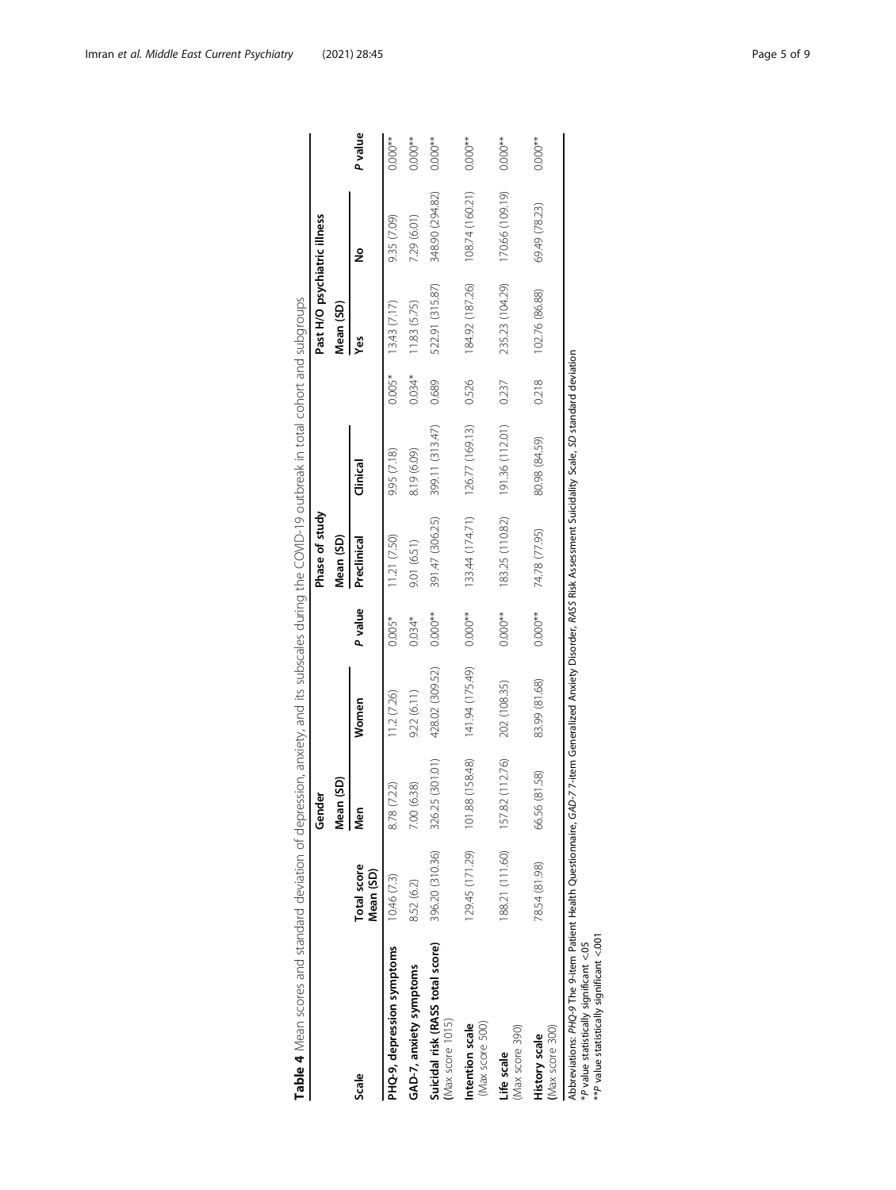**Table 4** Mean scores and standard deviation of depression, anxiety, and its subscales during the COVID-19 outbreak in total cohort and subgroups

| Scale | Total score Mean (SD) | Gender Mean (SD) | | | Phase of study Mean (SD) | | | Past H/O psychiatric illness Mean (SD) | | |
|---|---|---|---|---|---|---|---|---|---|---|
| | | Men | Women | *P* value | Preclinical | Clinical | | Yes | No | *P* value |
| **PHQ-9, depression symptoms** | 10.46 (7.3) | 8.78 (7.22) | 11.2 (7.26) | 0.005* | 11.21 (7.50) | 9.95 (7.18) | 0.005* | 13.43 (7.17) | 9.35 (7.09) | 0.000** |
| **GAD-7, anxiety symptoms** | 8.52 (6.2) | 7.00 (6.38) | 9.22 (6.11) | 0.034* | 9.01 (6.51) | 8.19 (6.09) | 0.034* | 11.83 (5.75) | 7.29 (6.01) | 0.000** |
| **Suicidal risk (RASS total score)** (Max score 1015) | 396.20 (310.36) | 326.25 (301.01) | 428.02 (309.52) | 0.000** | 391.47 (306.25) | 399.11 (313.47) | 0.689 | 522.91 (315.87) | 348.90 (294.82) | 0.000** |
| **Intention scale** (Max score 500) | 129.45 (171.29) | 101.88 (158.48) | 141.94 (175.49) | 0.000** | 133.44 (174.71) | 126.77 (169.13) | 0.526 | 184.92 (187.26) | 108.74 (160.21) | 0.000** |
| **Life scale** (Max score 390) | 188.21 (111.60) | 157.82 (112.76) | 202 (108.35) | 0.000** | 183.25 (110.82) | 191.36 (112.01) | 0.237 | 235.23 (104.29) | 170.66 (109.19) | 0.000** |
| **History scale** (Max score 300) | 78.54 (81.98) | 66.56 (81.58) | 83.99 (81.68) | 0.000** | 74.78 (77.95) | 80.98 (84.59) | 0.218 | 102.76 (86.88) | 69.49 (78.23) | 0.000** |

Abbreviations: *PHQ-9* The 9-item Patient Health Questionnaire, *GAD-7* 7-item Generalized Anxiety Disorder, *RASS* Risk Assessment Suicidality Scale, *SD* standard deviation
**P* value statistically significant <.05
***P* value statistically significant <.001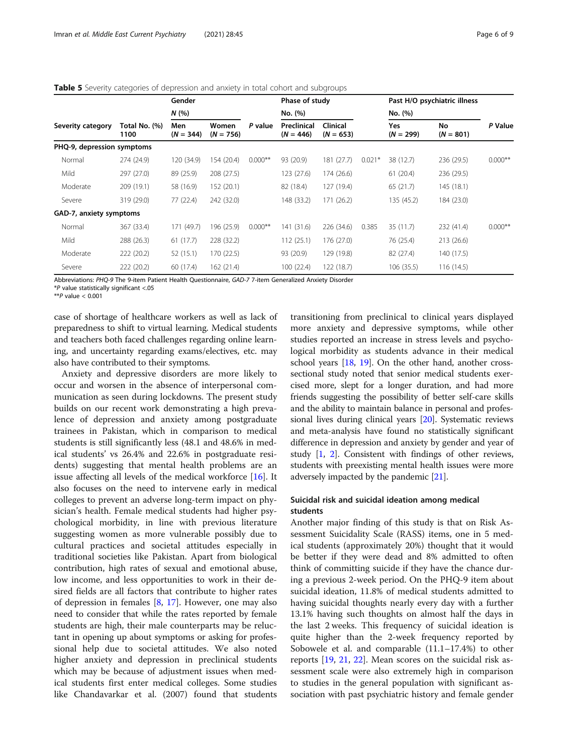**Table 5** Severity categories of depression and anxiety in total cohort and subgroups

| Severity category | Total No. (%) 1100 | Gender N (%) Men (N = 344) | Women (N = 756) | P value | Phase of study No. (%) Preclinical (N = 446) | Clinical (N = 653) | | Past H/O psychiatric illness No. (%) Yes (N = 299) | No (N = 801) | P Value |
|---|---|---|---|---|---|---|---|---|---|---|
| **PHQ-9, depression symptoms** | | | | | | | | | | |
| Normal | 274 (24.9) | 120 (34.9) | 154 (20.4) | 0.000** | 93 (20.9) | 181 (27.7) | 0.021* | 38 (12.7) | 236 (29.5) | 0.000** |
| Mild | 297 (27.0) | 89 (25.9) | 208 (27.5) | | 123 (27.6) | 174 (26.6) | | 61 (20.4) | 236 (29.5) | |
| Moderate | 209 (19.1) | 58 (16.9) | 152 (20.1) | | 82 (18.4) | 127 (19.4) | | 65 (21.7) | 145 (18.1) | |
| Severe | 319 (29.0) | 77 (22.4) | 242 (32.0) | | 148 (33.2) | 171 (26.2) | | 135 (45.2) | 184 (23.0) | |
| **GAD-7, anxiety symptoms** | | | | | | | | | | |
| Normal | 367 (33.4) | 171 (49.7) | 196 (25.9) | 0.000** | 141 (31.6) | 226 (34.6) | 0.385 | 35 (11.7) | 232 (41.4) | 0.000** |
| Mild | 288 (26.3) | 61 (17.7) | 228 (32.2) | | 112 (25.1) | 176 (27.0) | | 76 (25.4) | 213 (26.6) | |
| Moderate | 222 (20.2) | 52 (15.1) | 170 (22.5) | | 93 (20.9) | 129 (19.8) | | 82 (27.4) | 140 (17.5) | |
| Severe | 222 (20.2) | 60 (17.4) | 162 (21.4) | | 100 (22.4) | 122 (18.7) | | 106 (35.5) | 116 (14.5) | |

Abbreviations: *PHQ-9* The 9-item Patient Health Questionnaire, *GAD-7* 7-item Generalized Anxiety Disorder
**P* value statistically significant <.05
***P* value < 0.001

case of shortage of healthcare workers as well as lack of preparedness to shift to virtual learning. Medical students and teachers both faced challenges regarding online learning, and uncertainty regarding exams/electives, etc. may also have contributed to their symptoms.

Anxiety and depressive disorders are more likely to occur and worsen in the absence of interpersonal communication as seen during lockdowns. The present study builds on our recent work demonstrating a high prevalence of depression and anxiety among postgraduate trainees in Pakistan, which in comparison to medical students is still significantly less (48.1 and 48.6% in medical students' vs 26.4% and 22.6% in postgraduate residents) suggesting that mental health problems are an issue affecting all levels of the medical workforce [16]. It also focuses on the need to intervene early in medical colleges to prevent an adverse long-term impact on physician's health. Female medical students had higher psychological morbidity, in line with previous literature suggesting women as more vulnerable possibly due to cultural practices and societal attitudes especially in traditional societies like Pakistan. Apart from biological contribution, high rates of sexual and emotional abuse, low income, and less opportunities to work in their desired fields are all factors that contribute to higher rates of depression in females [8, 17]. However, one may also need to consider that while the rates reported by female students are high, their male counterparts may be reluctant in opening up about symptoms or asking for professional help due to societal attitudes. We also noted higher anxiety and depression in preclinical students which may be because of adjustment issues when medical students first enter medical colleges. Some studies like Chandavarkar et al. (2007) found that students transitioning from preclinical to clinical years displayed more anxiety and depressive symptoms, while other studies reported an increase in stress levels and psychological morbidity as students advance in their medical school years [18, 19]. On the other hand, another cross-sectional study noted that senior medical students exercised more, slept for a longer duration, and had more friends suggesting the possibility of better self-care skills and the ability to maintain balance in personal and professional lives during clinical years [20]. Systematic reviews and meta-analysis have found no statistically significant difference in depression and anxiety by gender and year of study [1, 2]. Consistent with findings of other reviews, students with preexisting mental health issues were more adversely impacted by the pandemic [21].

## Suicidal risk and suicidal ideation among medical students

Another major finding of this study is that on Risk Assessment Suicidality Scale (RASS) items, one in 5 medical students (approximately 20%) thought that it would be better if they were dead and 8% admitted to often think of committing suicide if they have the chance during a previous 2-week period. On the PHQ-9 item about suicidal ideation, 11.8% of medical students admitted to having suicidal thoughts nearly every day with a further 13.1% having such thoughts on almost half the days in the last 2 weeks. This frequency of suicidal ideation is quite higher than the 2-week frequency reported by Sobowele et al. and comparable (11.1–17.4%) to other reports [19, 21, 22]. Mean scores on the suicidal risk assessment scale were also extremely high in comparison to studies in the general population with significant association with past psychiatric history and female gender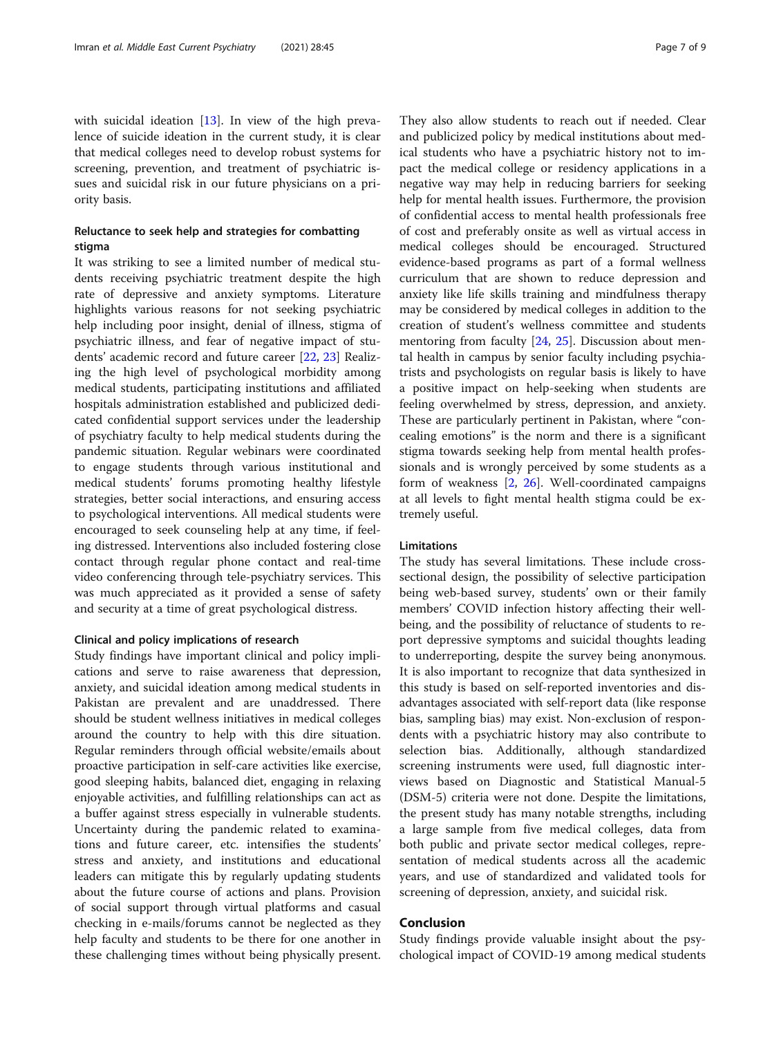with suicidal ideation [13]. In view of the high prevalence of suicide ideation in the current study, it is clear that medical colleges need to develop robust systems for screening, prevention, and treatment of psychiatric issues and suicidal risk in our future physicians on a priority basis.

### Reluctance to seek help and strategies for combatting stigma

It was striking to see a limited number of medical students receiving psychiatric treatment despite the high rate of depressive and anxiety symptoms. Literature highlights various reasons for not seeking psychiatric help including poor insight, denial of illness, stigma of psychiatric illness, and fear of negative impact of students' academic record and future career [22, 23] Realizing the high level of psychological morbidity among medical students, participating institutions and affiliated hospitals administration established and publicized dedicated confidential support services under the leadership of psychiatry faculty to help medical students during the pandemic situation. Regular webinars were coordinated to engage students through various institutional and medical students' forums promoting healthy lifestyle strategies, better social interactions, and ensuring access to psychological interventions. All medical students were encouraged to seek counseling help at any time, if feeling distressed. Interventions also included fostering close contact through regular phone contact and real-time video conferencing through tele-psychiatry services. This was much appreciated as it provided a sense of safety and security at a time of great psychological distress.

#### Clinical and policy implications of research

Study findings have important clinical and policy implications and serve to raise awareness that depression, anxiety, and suicidal ideation among medical students in Pakistan are prevalent and are unaddressed. There should be student wellness initiatives in medical colleges around the country to help with this dire situation. Regular reminders through official website/emails about proactive participation in self-care activities like exercise, good sleeping habits, balanced diet, engaging in relaxing enjoyable activities, and fulfilling relationships can act as a buffer against stress especially in vulnerable students. Uncertainty during the pandemic related to examinations and future career, etc. intensifies the students' stress and anxiety, and institutions and educational leaders can mitigate this by regularly updating students about the future course of actions and plans. Provision of social support through virtual platforms and casual checking in e-mails/forums cannot be neglected as they help faculty and students to be there for one another in these challenging times without being physically present. They also allow students to reach out if needed. Clear and publicized policy by medical institutions about medical students who have a psychiatric history not to impact the medical college or residency applications in a negative way may help in reducing barriers for seeking help for mental health issues. Furthermore, the provision of confidential access to mental health professionals free of cost and preferably onsite as well as virtual access in medical colleges should be encouraged. Structured evidence-based programs as part of a formal wellness curriculum that are shown to reduce depression and anxiety like life skills training and mindfulness therapy may be considered by medical colleges in addition to the creation of student's wellness committee and students mentoring from faculty [24, 25]. Discussion about mental health in campus by senior faculty including psychiatrists and psychologists on regular basis is likely to have a positive impact on help-seeking when students are feeling overwhelmed by stress, depression, and anxiety. These are particularly pertinent in Pakistan, where "concealing emotions" is the norm and there is a significant stigma towards seeking help from mental health professionals and is wrongly perceived by some students as a form of weakness [2, 26]. Well-coordinated campaigns at all levels to fight mental health stigma could be extremely useful.

### Limitations

The study has several limitations. These include cross-sectional design, the possibility of selective participation being web-based survey, students' own or their family members' COVID infection history affecting their well-being, and the possibility of reluctance of students to report depressive symptoms and suicidal thoughts leading to underreporting, despite the survey being anonymous. It is also important to recognize that data synthesized in this study is based on self-reported inventories and disadvantages associated with self-report data (like response bias, sampling bias) may exist. Non-exclusion of respondents with a psychiatric history may also contribute to selection bias. Additionally, although standardized screening instruments were used, full diagnostic interviews based on Diagnostic and Statistical Manual-5 (DSM-5) criteria were not done. Despite the limitations, the present study has many notable strengths, including a large sample from five medical colleges, data from both public and private sector medical colleges, representation of medical students across all the academic years, and use of standardized and validated tools for screening of depression, anxiety, and suicidal risk.

## Conclusion

Study findings provide valuable insight about the psychological impact of COVID-19 among medical students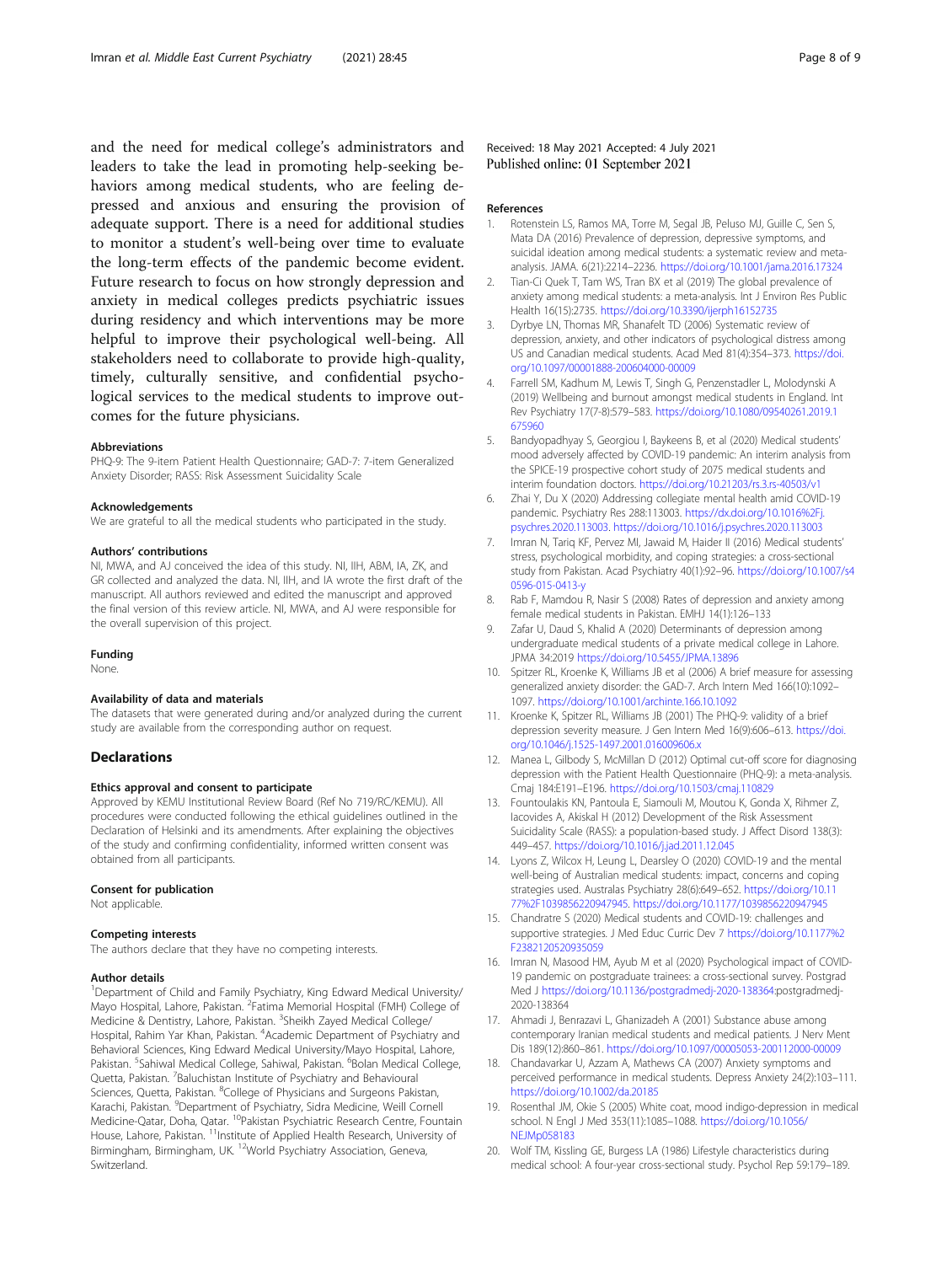and the need for medical college's administrators and leaders to take the lead in promoting help-seeking behaviors among medical students, who are feeling depressed and anxious and ensuring the provision of adequate support. There is a need for additional studies to monitor a student's well-being over time to evaluate the long-term effects of the pandemic become evident. Future research to focus on how strongly depression and anxiety in medical colleges predicts psychiatric issues during residency and which interventions may be more helpful to improve their psychological well-being. All stakeholders need to collaborate to provide high-quality, timely, culturally sensitive, and confidential psychological services to the medical students to improve outcomes for the future physicians.

### Abbreviations

PHQ-9: The 9-item Patient Health Questionnaire; GAD-7: 7-item Generalized Anxiety Disorder; RASS: Risk Assessment Suicidality Scale

### Acknowledgements

We are grateful to all the medical students who participated in the study.

### Authors' contributions

NI, MWA, and AJ conceived the idea of this study. NI, IIH, ABM, IA, ZK, and GR collected and analyzed the data. NI, IIH, and IA wrote the first draft of the manuscript. All authors reviewed and edited the manuscript and approved the final version of this review article. NI, MWA, and AJ were responsible for the overall supervision of this project.

### Funding

None.

### Availability of data and materials

The datasets that were generated during and/or analyzed during the current study are available from the corresponding author on request.

## Declarations

### Ethics approval and consent to participate

Approved by KEMU Institutional Review Board (Ref No 719/RC/KEMU). All procedures were conducted following the ethical guidelines outlined in the Declaration of Helsinki and its amendments. After explaining the objectives of the study and confirming confidentiality, informed written consent was obtained from all participants.

### Consent for publication

Not applicable.

### Competing interests

The authors declare that they have no competing interests.

### Author details

[1]Department of Child and Family Psychiatry, King Edward Medical University/Mayo Hospital, Lahore, Pakistan. [2]Fatima Memorial Hospital (FMH) College of Medicine & Dentistry, Lahore, Pakistan. [3]Sheikh Zayed Medical College/Hospital, Rahim Yar Khan, Pakistan. [4]Academic Department of Psychiatry and Behavioral Sciences, King Edward Medical University/Mayo Hospital, Lahore, Pakistan. [5]Sahiwal Medical College, Sahiwal, Pakistan. [6]Bolan Medical College, Quetta, Pakistan. [7]Baluchistan Institute of Psychiatry and Behavioural Sciences, Quetta, Pakistan. [8]College of Physicians and Surgeons Pakistan, Karachi, Pakistan. [9]Department of Psychiatry, Sidra Medicine, Weill Cornell Medicine-Qatar, Doha, Qatar. [10]Pakistan Psychiatric Research Centre, Fountain House, Lahore, Pakistan. [11]Institute of Applied Health Research, University of Birmingham, Birmingham, UK. [12]World Psychiatry Association, Geneva, Switzerland.

Received: 18 May 2021 Accepted: 4 July 2021
Published online: 01 September 2021

### References

1. Rotenstein LS, Ramos MA, Torre M, Segal JB, Peluso MJ, Guille C, Sen S, Mata DA (2016) Prevalence of depression, depressive symptoms, and suicidal ideation among medical students: a systematic review and meta-analysis. JAMA. 6(21):2214–2236. https://doi.org/10.1001/jama.2016.17324
2. Tian-Ci Quek T, Tam WS, Tran BX et al (2019) The global prevalence of anxiety among medical students: a meta-analysis. Int J Environ Res Public Health 16(15):2735. https://doi.org/10.3390/ijerph16152735
3. Dyrbye LN, Thomas MR, Shanafelt TD (2006) Systematic review of depression, anxiety, and other indicators of psychological distress among US and Canadian medical students. Acad Med 81(4):354–373. https://doi.org/10.1097/00001888-200604000-00009
4. Farrell SM, Kadhum M, Lewis T, Singh G, Penzenstadler L, Molodynski A (2019) Wellbeing and burnout amongst medical students in England. Int Rev Psychiatry 17(7-8):579–583. https://doi.org/10.1080/09540261.2019.1675960
5. Bandyopadhyay S, Georgiou I, Baykeens B, et al (2020) Medical students' mood adversely affected by COVID-19 pandemic: An interim analysis from the SPICE-19 prospective cohort study of 2075 medical students and interim foundation doctors. https://doi.org/10.21203/rs.3.rs-40503/v1
6. Zhai Y, Du X (2020) Addressing collegiate mental health amid COVID-19 pandemic. Psychiatry Res 288:113003. https://dx.doi.org/10.1016%2Fj.psychres.2020.113003. https://doi.org/10.1016/j.psychres.2020.113003
7. Imran N, Tariq KF, Pervez MI, Jawaid M, Haider II (2016) Medical students' stress, psychological morbidity, and coping strategies: a cross-sectional study from Pakistan. Acad Psychiatry 40(1):92–96. https://doi.org/10.1007/s40596-015-0413-y
8. Rab F, Mamdou R, Nasir S (2008) Rates of depression and anxiety among female medical students in Pakistan. EMHJ 14(1):126–133
9. Zafar U, Daud S, Khalid A (2020) Determinants of depression among undergraduate medical students of a private medical college in Lahore. JPMA 34:2019 https://doi.org/10.5455/JPMA.13896
10. Spitzer RL, Kroenke K, Williams JB et al (2006) A brief measure for assessing generalized anxiety disorder: the GAD-7. Arch Intern Med 166(10):1092–1097. https://doi.org/10.1001/archinte.166.10.1092
11. Kroenke K, Spitzer RL, Williams JB (2001) The PHQ-9: validity of a brief depression severity measure. J Gen Intern Med 16(9):606–613. https://doi.org/10.1046/j.1525-1497.2001.016009606.x
12. Manea L, Gilbody S, McMillan D (2012) Optimal cut-off score for diagnosing depression with the Patient Health Questionnaire (PHQ-9): a meta-analysis. Cmaj 184:E191–E196. https://doi.org/10.1503/cmaj.110829
13. Fountoulakis KN, Pantoula E, Siamouli M, Moutou K, Gonda X, Rihmer Z, Iacovides A, Akiskal H (2012) Development of the Risk Assessment Suicidality Scale (RASS): a population-based study. J Affect Disord 138(3):449–457. https://doi.org/10.1016/j.jad.2011.12.045
14. Lyons Z, Wilcox H, Leung L, Dearsley O (2020) COVID-19 and the mental well-being of Australian medical students: impact, concerns and coping strategies used. Australas Psychiatry 28(6):649–652. https://doi.org/10.1177%2F1039856220947945. https://doi.org/10.1177/1039856220947945
15. Chandratre S (2020) Medical students and COVID-19: challenges and supportive strategies. J Med Educ Curric Dev 7 https://doi.org/10.1177%2F2382120520935059
16. Imran N, Masood HM, Ayub M et al (2020) Psychological impact of COVID-19 pandemic on postgraduate trainees: a cross-sectional survey. Postgrad Med J https://doi.org/10.1136/postgradmedj-2020-138364:postgradmedj-2020-138364
17. Ahmadi J, Benrazavi L, Ghanizadeh A (2001) Substance abuse among contemporary Iranian medical students and medical patients. J Nerv Ment Dis 189(12):860–861. https://doi.org/10.1097/00005053-200112000-00009
18. Chandavarkar U, Azzam A, Mathews CA (2007) Anxiety symptoms and perceived performance in medical students. Depress Anxiety 24(2):103–111. https://doi.org/10.1002/da.20185
19. Rosenthal JM, Okie S (2005) White coat, mood indigo-depression in medical school. N Engl J Med 353(11):1085–1088. https://doi.org/10.1056/NEJMp058183
20. Wolf TM, Kissling GE, Burgess LA (1986) Lifestyle characteristics during medical school: A four-year cross-sectional study. Psychol Rep 59:179–189.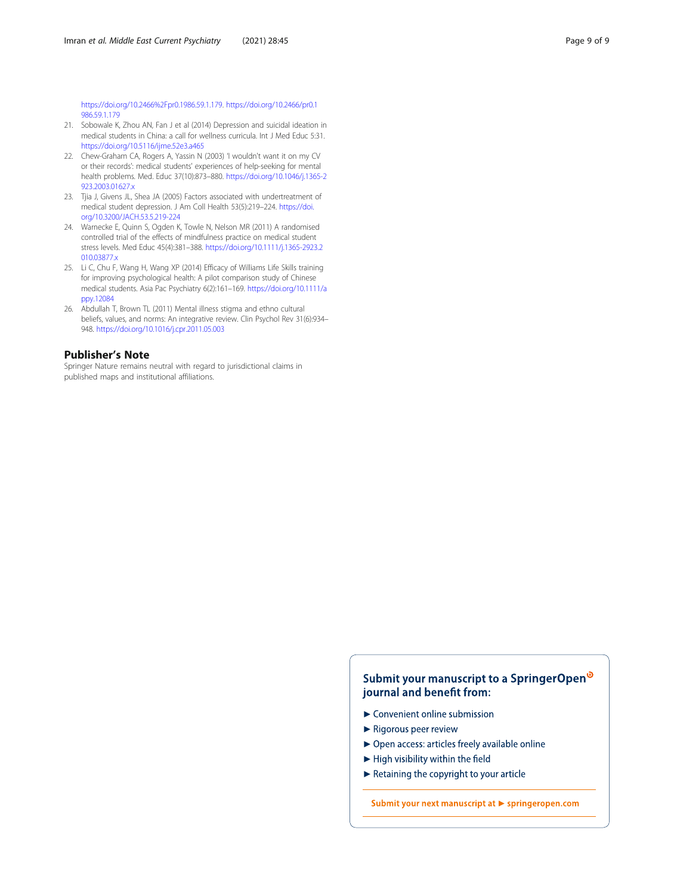https://doi.org/10.2466%2Fpr0.1986.59.1.179. https://doi.org/10.2466/pr0.1986.59.1.179

21. Sobowale K, Zhou AN, Fan J et al (2014) Depression and suicidal ideation in medical students in China: a call for wellness curricula. Int J Med Educ 5:31. https://doi.org/10.5116/ijme.52e3.a465
22. Chew-Graham CA, Rogers A, Yassin N (2003) 'I wouldn't want it on my CV or their records': medical students' experiences of help-seeking for mental health problems. Med. Educ 37(10):873–880. https://doi.org/10.1046/j.1365-2923.2003.01627.x
23. Tjia J, Givens JL, Shea JA (2005) Factors associated with undertreatment of medical student depression. J Am Coll Health 53(5):219–224. https://doi.org/10.3200/JACH.53.5.219-224
24. Warnecke E, Quinn S, Ogden K, Towle N, Nelson MR (2011) A randomised controlled trial of the effects of mindfulness practice on medical student stress levels. Med Educ 45(4):381–388. https://doi.org/10.1111/j.1365-2923.2010.03877.x
25. Li C, Chu F, Wang H, Wang XP (2014) Efficacy of Williams Life Skills training for improving psychological health: A pilot comparison study of Chinese medical students. Asia Pac Psychiatry 6(2):161–169. https://doi.org/10.1111/appy.12084
26. Abdullah T, Brown TL (2011) Mental illness stigma and ethno cultural beliefs, values, and norms: An integrative review. Clin Psychol Rev 31(6):934–948. https://doi.org/10.1016/j.cpr.2011.05.003

## Publisher's Note

Springer Nature remains neutral with regard to jurisdictional claims in published maps and institutional affiliations.

**Submit your manuscript to a SpringerOpen journal and benefit from:**

- ► Convenient online submission
- ► Rigorous peer review
- ► Open access: articles freely available online
- ► High visibility within the field
- ► Retaining the copyright to your article

**Submit your next manuscript at ► springeropen.com**